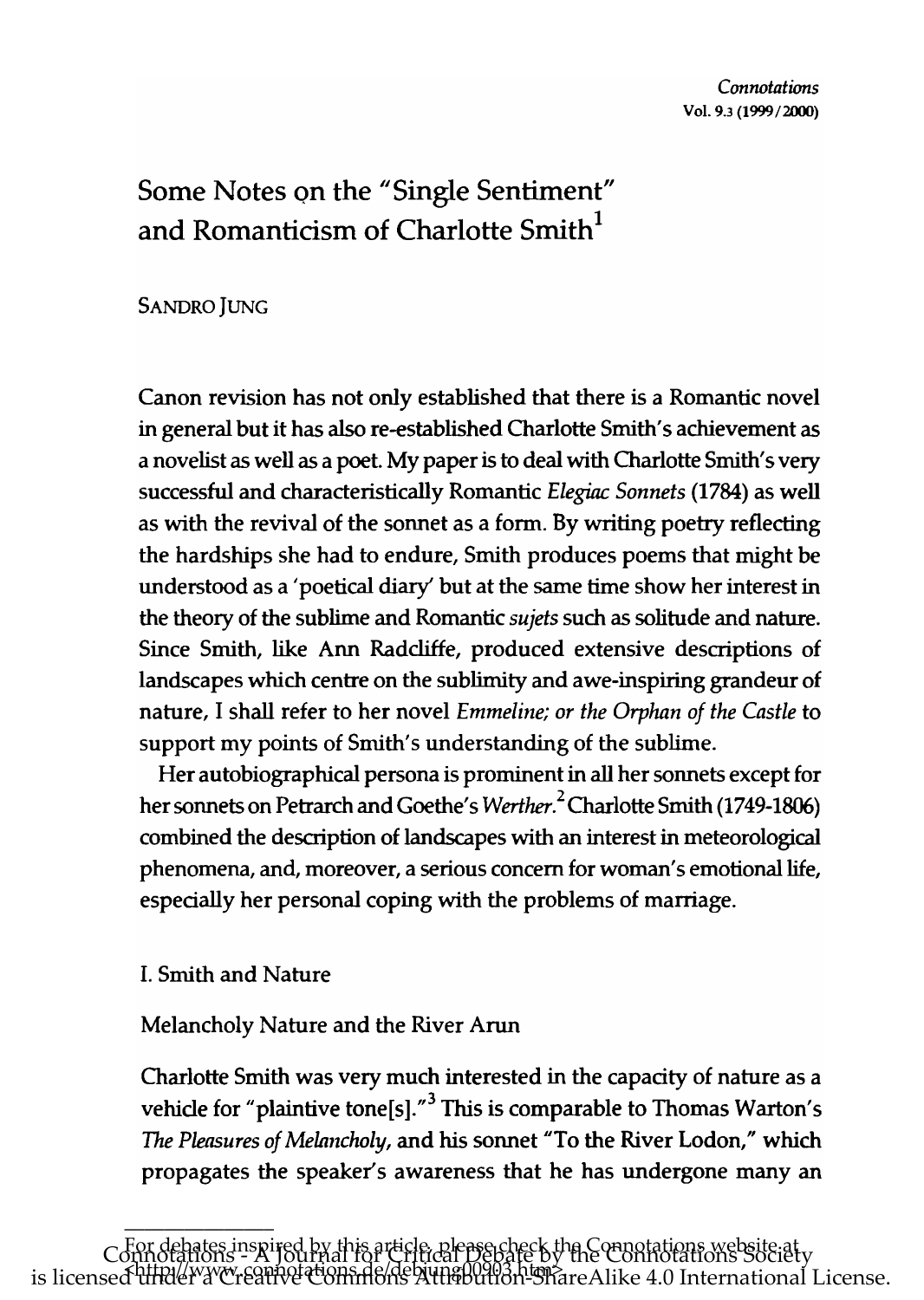# Some Notes on the "Single Sentiment" and Romanticism of Charlotte Smith[1]

SANDRO JUNG

Canon revision has not only established that there is a Romantic novel in general but it has also re-established Charlotte Smith's achievement as a novelist as well as a poet. My paper is to deal with Charlotte Smith's very successful and characteristically Romantic *Elegiac Sonnets* (1784) as well as with the revival of the sonnet as a form. By writing poetry reflecting the hardships she had to endure, Smith produces poems that might be understood as a 'poetical diary' but at the same time show her interest in the theory of the sublime and Romantic *sujets* such as solitude and nature. Since Smith, like Ann Radcliffe, produced extensive descriptions of landscapes which centre on the sublimity and awe-inspiring grandeur of nature, I shall refer to her novel *Emmeline; or the Orphan of the Castle* to support my points of Smith's understanding of the sublime.

Her autobiographical persona is prominent in all her sonnets except for her sonnets on Petrarch and Goethe's *Werther*.[2] Charlotte Smith (1749-1806) combined the description of landscapes with an interest in meteorological phenomena, and, moreover, a serious concern for woman's emotional life, especially her personal coping with the problems of marriage.

## I. Smith and Nature

### Melancholy Nature and the River Arun

Charlotte Smith was very much interested in the capacity of nature as a vehicle for "plaintive tone[s]."[3] This is comparable to Thomas Warton's *The Pleasures of Melancholy*, and his sonnet "To the River Lodon," which propagates the speaker's awareness that he has undergone many an

For debates inspired by this article, please check the Connotations website at <http://www.connotations.de/debjung00903.htm>.

Connotations - A Journal for Critical Debate by the Connotations Society is licensed under a Creative Commons Attribution-ShareAlike 4.0 International License.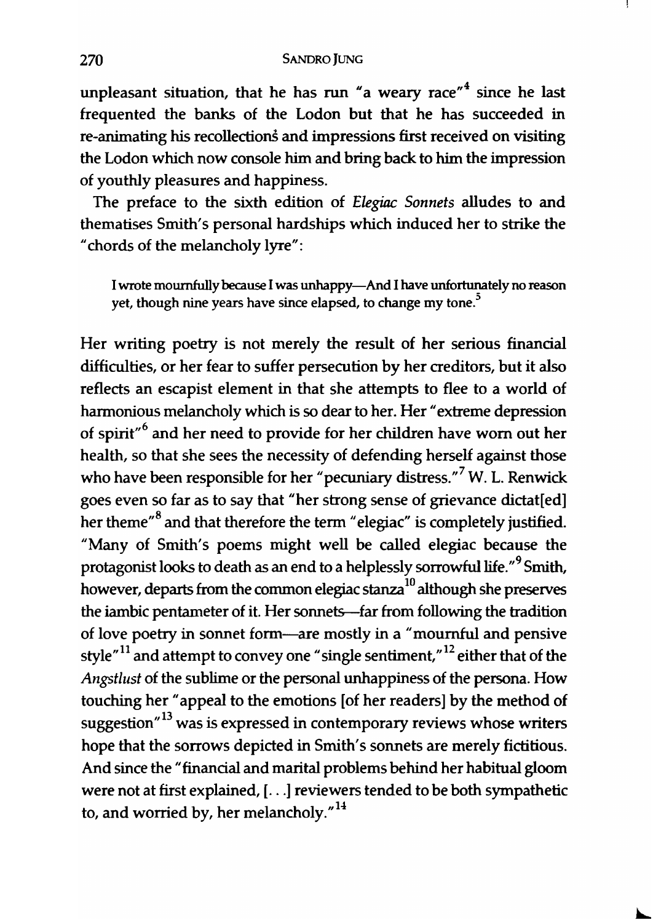unpleasant situation, that he has run "a weary race"[4] since he last frequented the banks of the Lodon but that he has succeeded in re-animating his recollections and impressions first received on visiting the Lodon which now console him and bring back to him the impression of youthly pleasures and happiness.

The preface to the sixth edition of *Elegiac Sonnets* alludes to and thematises Smith's personal hardships which induced her to strike the "chords of the melancholy lyre":

> I wrote mournfully because I was unhappy—And I have unfortunately no reason yet, though nine years have since elapsed, to change my tone.[5]

Her writing poetry is not merely the result of her serious financial difficulties, or her fear to suffer persecution by her creditors, but it also reflects an escapist element in that she attempts to flee to a world of harmonious melancholy which is so dear to her. Her "extreme depression of spirit"[6] and her need to provide for her children have worn out her health, so that she sees the necessity of defending herself against those who have been responsible for her "pecuniary distress."[7] W. L. Renwick goes even so far as to say that "her strong sense of grievance dictat[ed] her theme"[8] and that therefore the term "elegiac" is completely justified. "Many of Smith's poems might well be called elegiac because the protagonist looks to death as an end to a helplessly sorrowful life."[9] Smith, however, departs from the common elegiac stanza[10] although she preserves the iambic pentameter of it. Her sonnets—far from following the tradition of love poetry in sonnet form—are mostly in a "mournful and pensive style"[11] and attempt to convey one "single sentiment,"[12] either that of the *Angstlust* of the sublime or the personal unhappiness of the persona. How touching her "appeal to the emotions [of her readers] by the method of suggestion"[13] was is expressed in contemporary reviews whose writers hope that the sorrows depicted in Smith's sonnets are merely fictitious. And since the "financial and marital problems behind her habitual gloom were not at first explained, [. . .] reviewers tended to be both sympathetic to, and worried by, her melancholy."[14]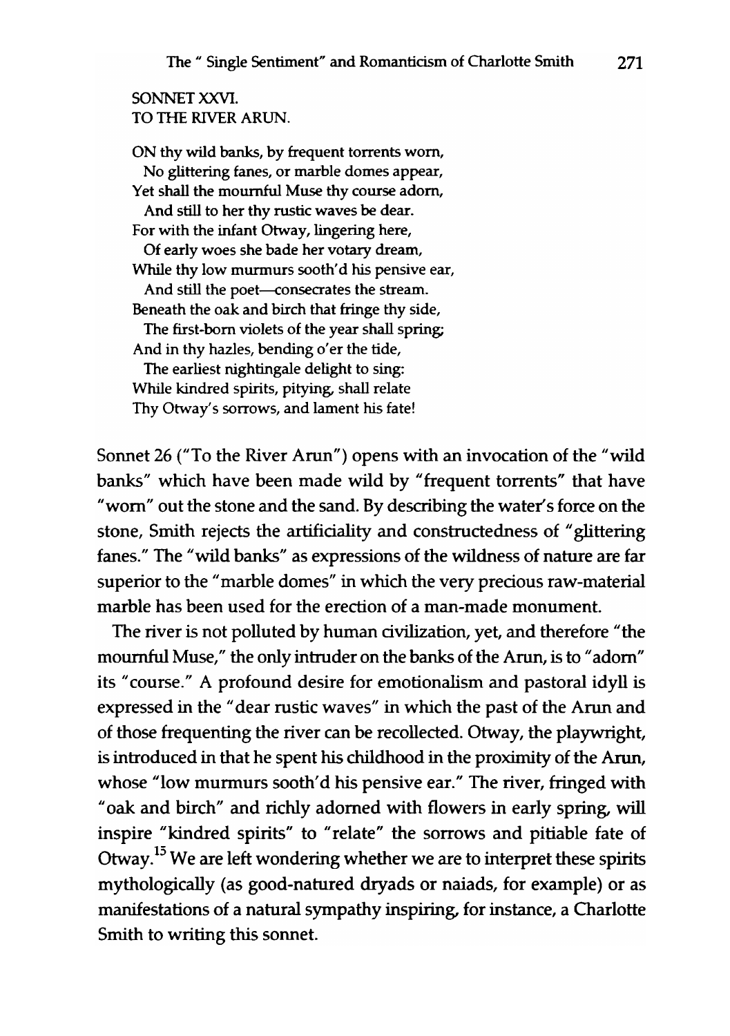SONNET XXVI.
TO THE RIVER ARUN.

ON thy wild banks, by frequent torrents worn,
  No glittering fanes, or marble domes appear,
Yet shall the mournful Muse thy course adorn,
  And still to her thy rustic waves be dear.
For with the infant Otway, lingering here,
  Of early woes she bade her votary dream,
While thy low murmurs sooth'd his pensive ear,
  And still the poet—consecrates the stream.
Beneath the oak and birch that fringe thy side,
  The first-born violets of the year shall spring;
And in thy hazles, bending o'er the tide,
  The earliest nightingale delight to sing:
While kindred spirits, pitying, shall relate
Thy Otway's sorrows, and lament his fate!

Sonnet 26 ("To the River Arun") opens with an invocation of the "wild banks" which have been made wild by "frequent torrents" that have "worn" out the stone and the sand. By describing the water's force on the stone, Smith rejects the artificiality and constructedness of "glittering fanes." The "wild banks" as expressions of the wildness of nature are far superior to the "marble domes" in which the very precious raw-material marble has been used for the erection of a man-made monument.

The river is not polluted by human civilization, yet, and therefore "the mournful Muse," the only intruder on the banks of the Arun, is to "adorn" its "course." A profound desire for emotionalism and pastoral idyll is expressed in the "dear rustic waves" in which the past of the Arun and of those frequenting the river can be recollected. Otway, the playwright, is introduced in that he spent his childhood in the proximity of the Arun, whose "low murmurs sooth'd his pensive ear." The river, fringed with "oak and birch" and richly adorned with flowers in early spring, will inspire "kindred spirits" to "relate" the sorrows and pitiable fate of Otway.[15] We are left wondering whether we are to interpret these spirits mythologically (as good-natured dryads or naiads, for example) or as manifestations of a natural sympathy inspiring, for instance, a Charlotte Smith to writing this sonnet.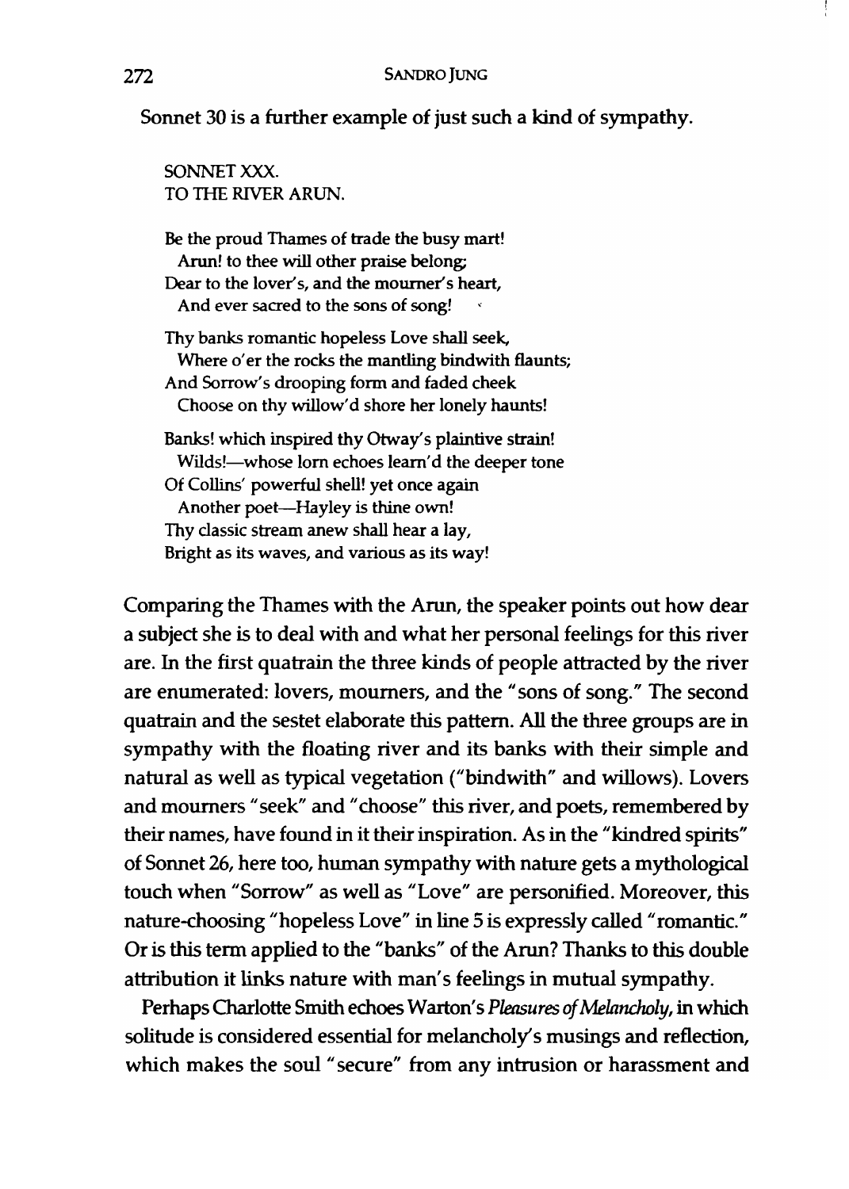Sonnet 30 is a further example of just such a kind of sympathy.

> SONNET XXX.
> TO THE RIVER ARUN.
>
> Be the proud Thames of trade the busy mart!
>   Arun! to thee will other praise belong;
> Dear to the lover's, and the mourner's heart,
>   And ever sacred to the sons of song!
>
> Thy banks romantic hopeless Love shall seek,
>   Where o'er the rocks the mantling bindwith flaunts;
> And Sorrow's drooping form and faded cheek
>   Choose on thy willow'd shore her lonely haunts!
>
> Banks! which inspired thy Otway's plaintive strain!
>   Wilds!—whose lorn echoes learn'd the deeper tone
> Of Collins' powerful shell! yet once again
>   Another poet—Hayley is thine own!
> Thy classic stream anew shall hear a lay,
> Bright as its waves, and various as its way!

Comparing the Thames with the Arun, the speaker points out how dear a subject she is to deal with and what her personal feelings for this river are. In the first quatrain the three kinds of people attracted by the river are enumerated: lovers, mourners, and the "sons of song." The second quatrain and the sestet elaborate this pattern. All the three groups are in sympathy with the floating river and its banks with their simple and natural as well as typical vegetation ("bindwith" and willows). Lovers and mourners "seek" and "choose" this river, and poets, remembered by their names, have found in it their inspiration. As in the "kindred spirits" of Sonnet 26, here too, human sympathy with nature gets a mythological touch when "Sorrow" as well as "Love" are personified. Moreover, this nature-choosing "hopeless Love" in line 5 is expressly called "romantic." Or is this term applied to the "banks" of the Arun? Thanks to this double attribution it links nature with man's feelings in mutual sympathy.

Perhaps Charlotte Smith echoes Warton's *Pleasures of Melancholy*, in which solitude is considered essential for melancholy's musings and reflection, which makes the soul "secure" from any intrusion or harassment and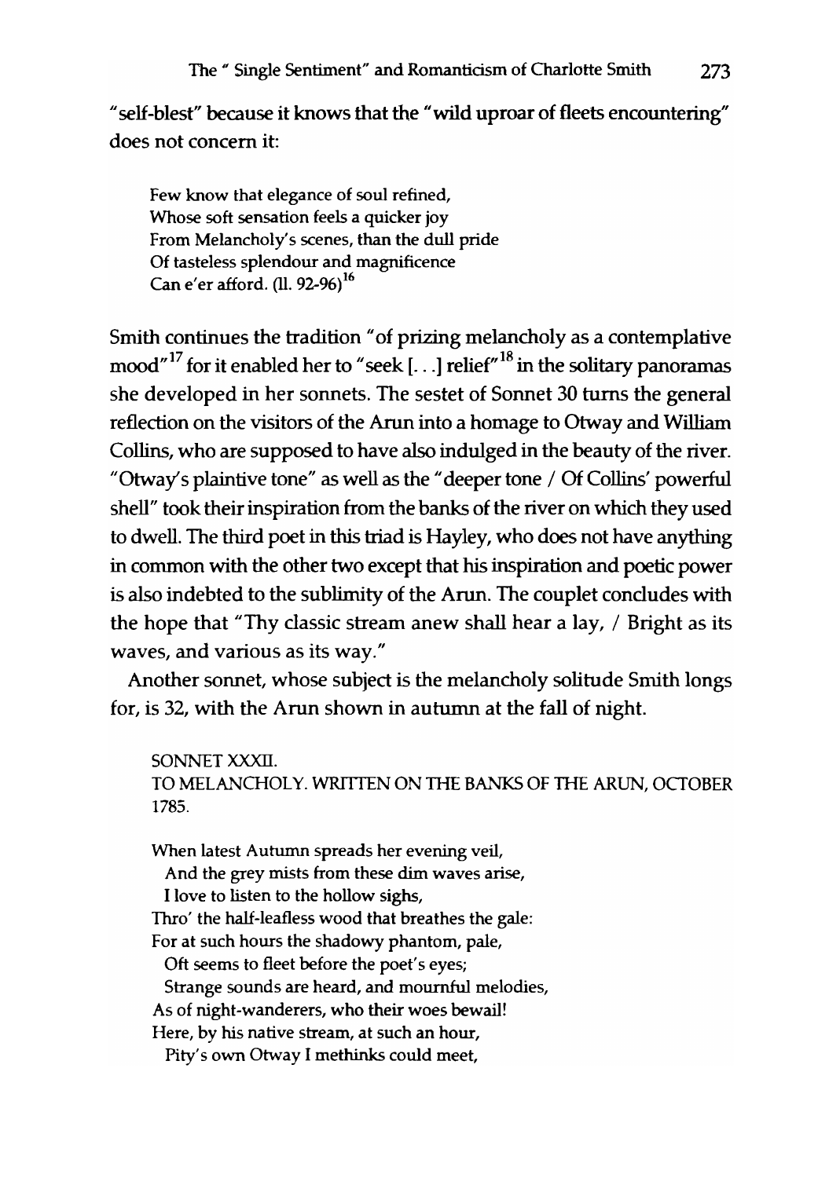"self-blest" because it knows that the "wild uproar of fleets encountering" does not concern it:

> Few know that elegance of soul refined,
> Whose soft sensation feels a quicker joy
> From Melancholy's scenes, than the dull pride
> Of tasteless splendour and magnificence
> Can e'er afford. (ll. 92-96)[16]

Smith continues the tradition "of prizing melancholy as a contemplative mood"[17] for it enabled her to "seek [. . .] relief"[18] in the solitary panoramas she developed in her sonnets. The sestet of Sonnet 30 turns the general reflection on the visitors of the Arun into a homage to Otway and William Collins, who are supposed to have also indulged in the beauty of the river. "Otway's plaintive tone" as well as the "deeper tone / Of Collins' powerful shell" took their inspiration from the banks of the river on which they used to dwell. The third poet in this triad is Hayley, who does not have anything in common with the other two except that his inspiration and poetic power is also indebted to the sublimity of the Arun. The couplet concludes with the hope that "Thy classic stream anew shall hear a lay, / Bright as its waves, and various as its way."

Another sonnet, whose subject is the melancholy solitude Smith longs for, is 32, with the Arun shown in autumn at the fall of night.

> SONNET XXXII.
> TO MELANCHOLY. WRITTEN ON THE BANKS OF THE ARUN, OCTOBER 1785.
>
> When latest Autumn spreads her evening veil,
> And the grey mists from these dim waves arise,
> I love to listen to the hollow sighs,
> Thro' the half-leafless wood that breathes the gale:
> For at such hours the shadowy phantom, pale,
> Oft seems to fleet before the poet's eyes;
> Strange sounds are heard, and mournful melodies,
> As of night-wanderers, who their woes bewail!
> Here, by his native stream, at such an hour,
> Pity's own Otway I methinks could meet,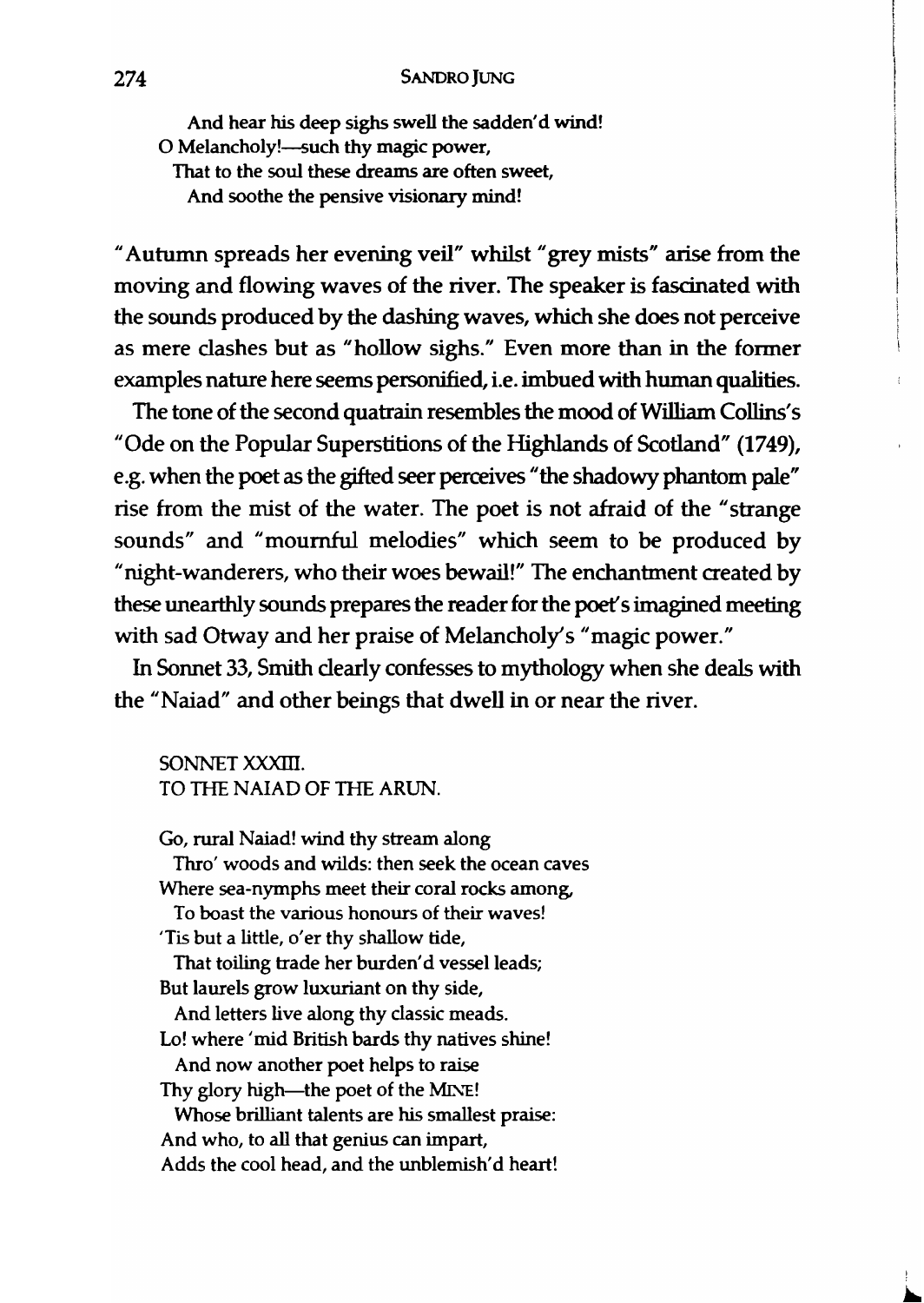And hear his deep sighs swell the sadden'd wind!  
O Melancholy!—such thy magic power,  
That to the soul these dreams are often sweet,  
And soothe the pensive visionary mind!

"Autumn spreads her evening veil" whilst "grey mists" arise from the moving and flowing waves of the river. The speaker is fascinated with the sounds produced by the dashing waves, which she does not perceive as mere clashes but as "hollow sighs." Even more than in the former examples nature here seems personified, i.e. imbued with human qualities.

The tone of the second quatrain resembles the mood of William Collins's "Ode on the Popular Superstitions of the Highlands of Scotland" (1749), e.g. when the poet as the gifted seer perceives "the shadowy phantom pale" rise from the mist of the water. The poet is not afraid of the "strange sounds" and "mournful melodies" which seem to be produced by "night-wanderers, who their woes bewail!" The enchantment created by these unearthly sounds prepares the reader for the poet's imagined meeting with sad Otway and her praise of Melancholy's "magic power."

In Sonnet 33, Smith clearly confesses to mythology when she deals with the "Naiad" and other beings that dwell in or near the river.

SONNET XXXIII.  
TO THE NAIAD OF THE ARUN.

Go, rural Naiad! wind thy stream along  
Thro' woods and wilds: then seek the ocean caves  
Where sea-nymphs meet their coral rocks among,  
To boast the various honours of their waves!  
'Tis but a little, o'er thy shallow tide,  
That toiling trade her burden'd vessel leads;  
But laurels grow luxuriant on thy side,  
And letters live along thy classic meads.  
Lo! where 'mid British bards thy natives shine!  
And now another poet helps to raise  
Thy glory high—the poet of the MINE!  
Whose brilliant talents are his smallest praise:  
And who, to all that genius can impart,  
Adds the cool head, and the unblemish'd heart!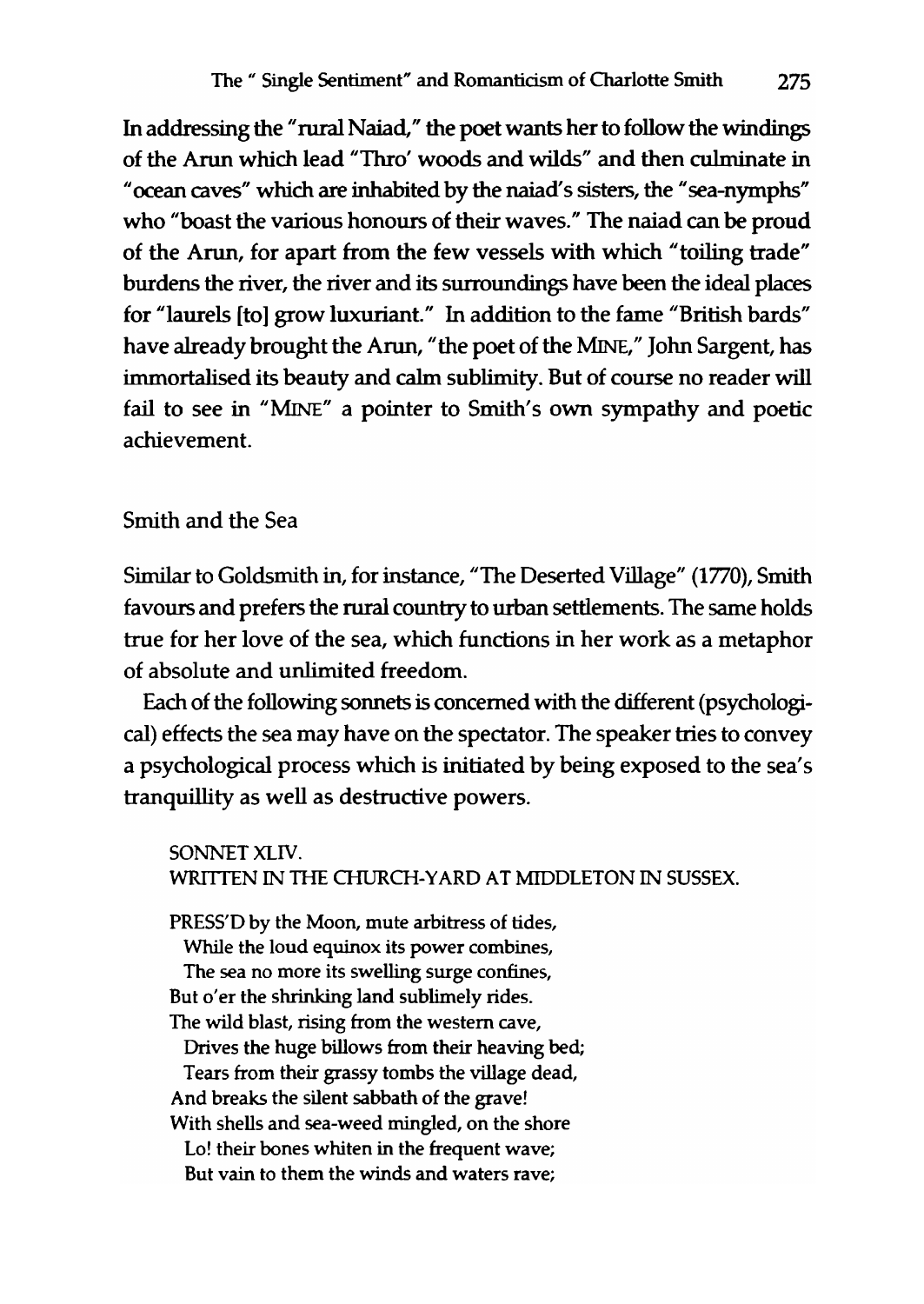In addressing the "rural Naiad," the poet wants her to follow the windings of the Arun which lead "Thro' woods and wilds" and then culminate in "ocean caves" which are inhabited by the naiad's sisters, the "sea-nymphs" who "boast the various honours of their waves." The naiad can be proud of the Arun, for apart from the few vessels with which "toiling trade" burdens the river, the river and its surroundings have been the ideal places for "laurels [to] grow luxuriant." In addition to the fame "British bards" have already brought the Arun, "the poet of the MINE," John Sargent, has immortalised its beauty and calm sublimity. But of course no reader will fail to see in "MINE" a pointer to Smith's own sympathy and poetic achievement.

## Smith and the Sea

Similar to Goldsmith in, for instance, "The Deserted Village" (1770), Smith favours and prefers the rural country to urban settlements. The same holds true for her love of the sea, which functions in her work as a metaphor of absolute and unlimited freedom.

Each of the following sonnets is concerned with the different (psychological) effects the sea may have on the spectator. The speaker tries to convey a psychological process which is initiated by being exposed to the sea's tranquillity as well as destructive powers.

> SONNET XLIV.
> WRITTEN IN THE CHURCH-YARD AT MIDDLETON IN SUSSEX.
>
> PRESS'D by the Moon, mute arbitress of tides,
> While the loud equinox its power combines,
> The sea no more its swelling surge confines,
> But o'er the shrinking land sublimely rides.
> The wild blast, rising from the western cave,
> Drives the huge billows from their heaving bed;
> Tears from their grassy tombs the village dead,
> And breaks the silent sabbath of the grave!
> With shells and sea-weed mingled, on the shore
> Lo! their bones whiten in the frequent wave;
> But vain to them the winds and waters rave;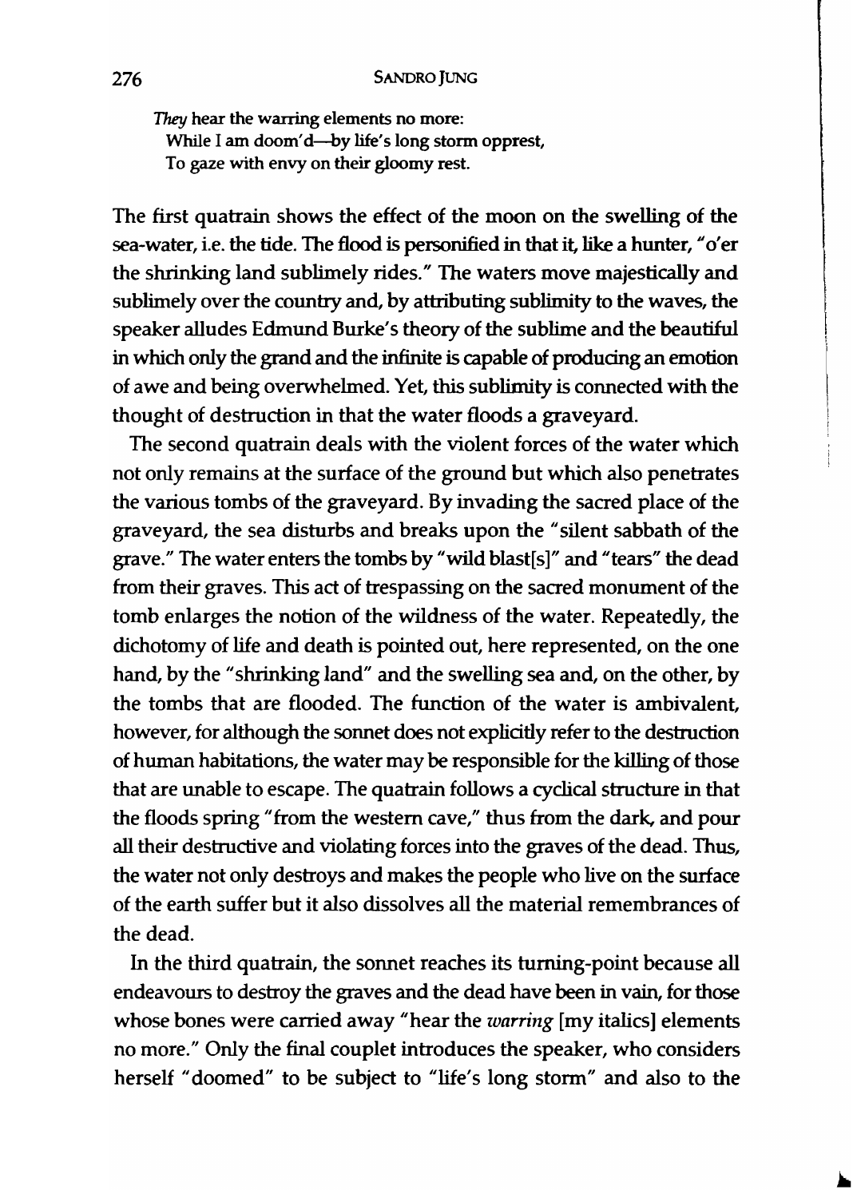*They* hear the warring elements no more:
  While I am doom'd—by life's long storm opprest,
  To gaze with envy on their gloomy rest.

The first quatrain shows the effect of the moon on the swelling of the sea-water, i.e. the tide. The flood is personified in that it, like a hunter, "o'er the shrinking land sublimely rides." The waters move majestically and sublimely over the country and, by attributing sublimity to the waves, the speaker alludes Edmund Burke's theory of the sublime and the beautiful in which only the grand and the infinite is capable of producing an emotion of awe and being overwhelmed. Yet, this sublimity is connected with the thought of destruction in that the water floods a graveyard.

The second quatrain deals with the violent forces of the water which not only remains at the surface of the ground but which also penetrates the various tombs of the graveyard. By invading the sacred place of the graveyard, the sea disturbs and breaks upon the "silent sabbath of the grave." The water enters the tombs by "wild blast[s]" and "tears" the dead from their graves. This act of trespassing on the sacred monument of the tomb enlarges the notion of the wildness of the water. Repeatedly, the dichotomy of life and death is pointed out, here represented, on the one hand, by the "shrinking land" and the swelling sea and, on the other, by the tombs that are flooded. The function of the water is ambivalent, however, for although the sonnet does not explicitly refer to the destruction of human habitations, the water may be responsible for the killing of those that are unable to escape. The quatrain follows a cyclical structure in that the floods spring "from the western cave," thus from the dark, and pour all their destructive and violating forces into the graves of the dead. Thus, the water not only destroys and makes the people who live on the surface of the earth suffer but it also dissolves all the material remembrances of the dead.

In the third quatrain, the sonnet reaches its turning-point because all endeavours to destroy the graves and the dead have been in vain, for those whose bones were carried away "hear the *warring* [my italics] elements no more." Only the final couplet introduces the speaker, who considers herself "doomed" to be subject to "life's long storm" and also to the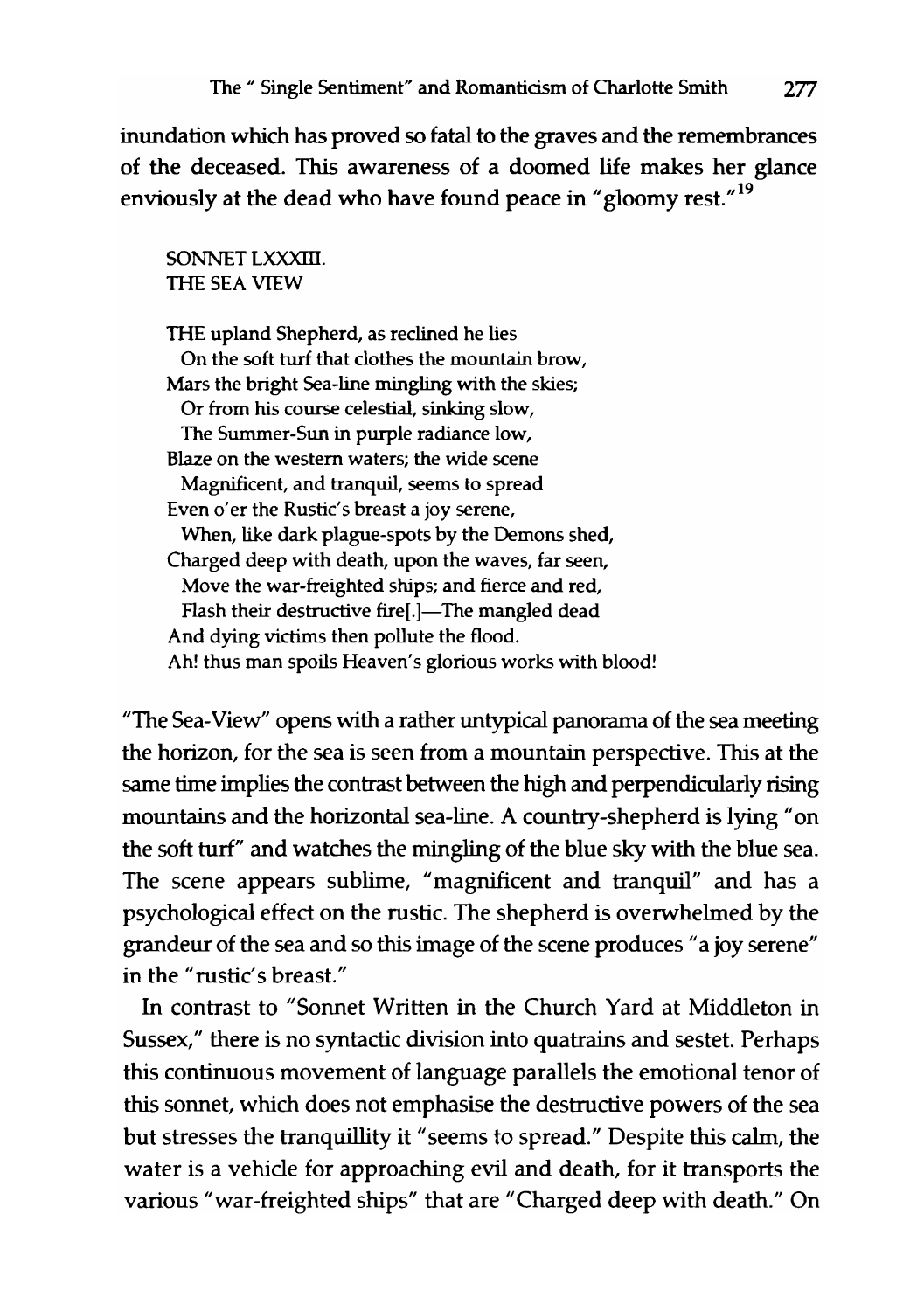inundation which has proved so fatal to the graves and the remembrances of the deceased. This awareness of a doomed life makes her glance enviously at the dead who have found peace in "gloomy rest."[19]

> SONNET LXXXIII.
> THE SEA VIEW
>
> THE upland Shepherd, as reclined he lies
> On the soft turf that clothes the mountain brow,
> Mars the bright Sea-line mingling with the skies;
> Or from his course celestial, sinking slow,
> The Summer-Sun in purple radiance low,
> Blaze on the western waters; the wide scene
> Magnificent, and tranquil, seems to spread
> Even o'er the Rustic's breast a joy serene,
> When, like dark plague-spots by the Demons shed,
> Charged deep with death, upon the waves, far seen,
> Move the war-freighted ships; and fierce and red,
> Flash their destructive fire[.]—The mangled dead
> And dying victims then pollute the flood.
> Ah! thus man spoils Heaven's glorious works with blood!

"The Sea-View" opens with a rather untypical panorama of the sea meeting the horizon, for the sea is seen from a mountain perspective. This at the same time implies the contrast between the high and perpendicularly rising mountains and the horizontal sea-line. A country-shepherd is lying "on the soft turf" and watches the mingling of the blue sky with the blue sea. The scene appears sublime, "magnificent and tranquil" and has a psychological effect on the rustic. The shepherd is overwhelmed by the grandeur of the sea and so this image of the scene produces "a joy serene" in the "rustic's breast."

In contrast to "Sonnet Written in the Church Yard at Middleton in Sussex," there is no syntactic division into quatrains and sestet. Perhaps this continuous movement of language parallels the emotional tenor of this sonnet, which does not emphasise the destructive powers of the sea but stresses the tranquillity it "seems to spread." Despite this calm, the water is a vehicle for approaching evil and death, for it transports the various "war-freighted ships" that are "Charged deep with death." On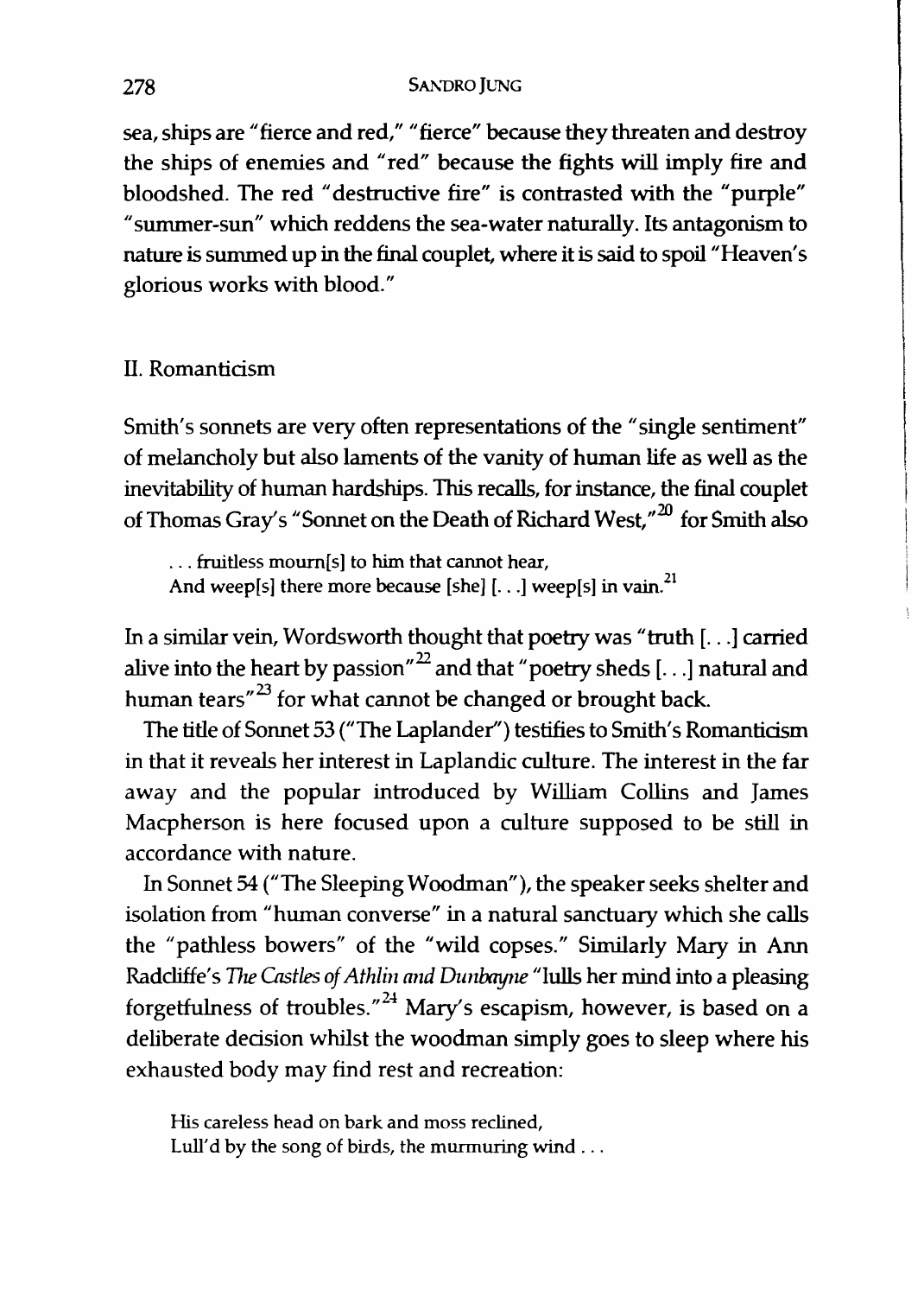sea, ships are "fierce and red," "fierce" because they threaten and destroy the ships of enemies and "red" because the fights will imply fire and bloodshed. The red "destructive fire" is contrasted with the "purple" "summer-sun" which reddens the sea-water naturally. Its antagonism to nature is summed up in the final couplet, where it is said to spoil "Heaven's glorious works with blood."

## II. Romanticism

Smith's sonnets are very often representations of the "single sentiment" of melancholy but also laments of the vanity of human life as well as the inevitability of human hardships. This recalls, for instance, the final couplet of Thomas Gray's "Sonnet on the Death of Richard West,"[20] for Smith also

> . . . fruitless mourn[s] to him that cannot hear,
> And weep[s] there more because [she] [. . .] weep[s] in vain.[21]

In a similar vein, Wordsworth thought that poetry was "truth [. . .] carried alive into the heart by passion"[22] and that "poetry sheds [. . .] natural and human tears"[23] for what cannot be changed or brought back.

The title of Sonnet 53 ("The Laplander") testifies to Smith's Romanticism in that it reveals her interest in Laplandic culture. The interest in the far away and the popular introduced by William Collins and James Macpherson is here focused upon a culture supposed to be still in accordance with nature.

In Sonnet 54 ("The Sleeping Woodman"), the speaker seeks shelter and isolation from "human converse" in a natural sanctuary which she calls the "pathless bowers" of the "wild copses." Similarly Mary in Ann Radcliffe's *The Castles of Athlin and Dunbayne* "lulls her mind into a pleasing forgetfulness of troubles."[24] Mary's escapism, however, is based on a deliberate decision whilst the woodman simply goes to sleep where his exhausted body may find rest and recreation:

> His careless head on bark and moss reclined,
> Lull'd by the song of birds, the murmuring wind . . .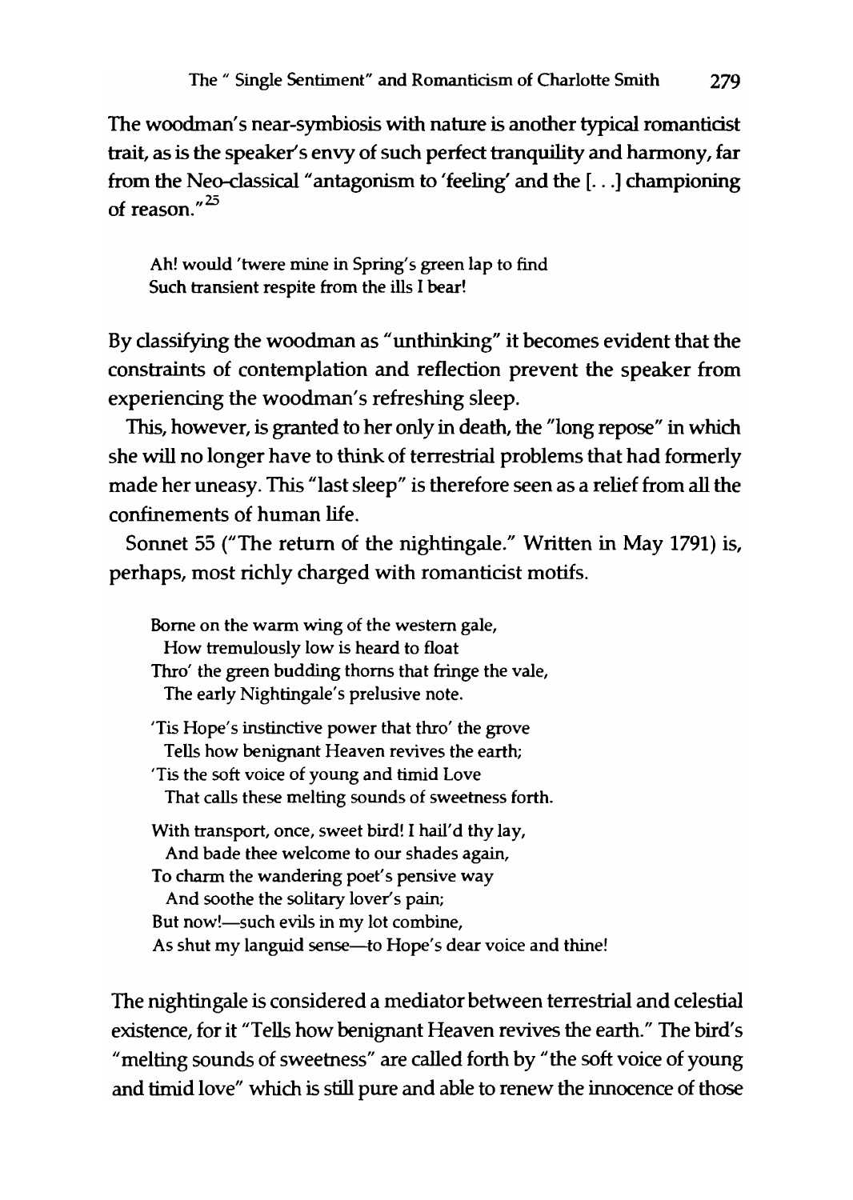The woodman's near-symbiosis with nature is another typical romanticist trait, as is the speaker's envy of such perfect tranquility and harmony, far from the Neo-classical "antagonism to 'feeling' and the [. . .] championing of reason."[25]

> Ah! would 'twere mine in Spring's green lap to find
> Such transient respite from the ills I bear!

By classifying the woodman as "unthinking" it becomes evident that the constraints of contemplation and reflection prevent the speaker from experiencing the woodman's refreshing sleep.

This, however, is granted to her only in death, the "long repose" in which she will no longer have to think of terrestrial problems that had formerly made her uneasy. This "last sleep" is therefore seen as a relief from all the confinements of human life.

Sonnet 55 ("The return of the nightingale." Written in May 1791) is, perhaps, most richly charged with romanticist motifs.

> Borne on the warm wing of the western gale,
> How tremulously low is heard to float
> Thro' the green budding thorns that fringe the vale,
> The early Nightingale's prelusive note.
>
> 'Tis Hope's instinctive power that thro' the grove
> Tells how benignant Heaven revives the earth;
> 'Tis the soft voice of young and timid Love
> That calls these melting sounds of sweetness forth.
>
> With transport, once, sweet bird! I hail'd thy lay,
> And bade thee welcome to our shades again,
> To charm the wandering poet's pensive way
> And soothe the solitary lover's pain;
> But now!—such evils in my lot combine,
> As shut my languid sense—to Hope's dear voice and thine!

The nightingale is considered a mediator between terrestrial and celestial existence, for it "Tells how benignant Heaven revives the earth." The bird's "melting sounds of sweetness" are called forth by "the soft voice of young and timid love" which is still pure and able to renew the innocence of those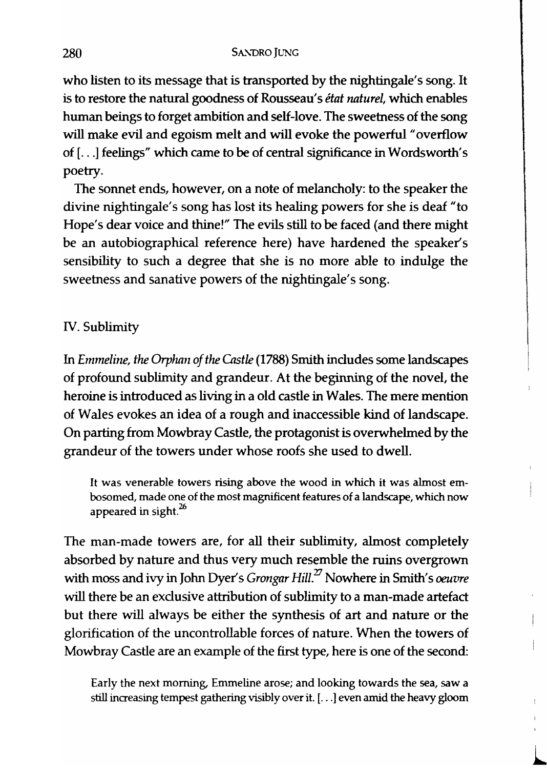who listen to its message that is transported by the nightingale's song. It is to restore the natural goodness of Rousseau's *état naturel*, which enables human beings to forget ambition and self-love. The sweetness of the song will make evil and egoism melt and will evoke the powerful "overflow of [. . .] feelings" which came to be of central significance in Wordsworth's poetry.

The sonnet ends, however, on a note of melancholy: to the speaker the divine nightingale's song has lost its healing powers for she is deaf "to Hope's dear voice and thine!" The evils still to be faced (and there might be an autobiographical reference here) have hardened the speaker's sensibility to such a degree that she is no more able to indulge the sweetness and sanative powers of the nightingale's song.

## IV. Sublimity

In *Emmeline, the Orphan of the Castle* (1788) Smith includes some landscapes of profound sublimity and grandeur. At the beginning of the novel, the heroine is introduced as living in a old castle in Wales. The mere mention of Wales evokes an idea of a rough and inaccessible kind of landscape. On parting from Mowbray Castle, the protagonist is overwhelmed by the grandeur of the towers under whose roofs she used to dwell.

> It was venerable towers rising above the wood in which it was almost embosomed, made one of the most magnificent features of a landscape, which now appeared in sight.[26]

The man-made towers are, for all their sublimity, almost completely absorbed by nature and thus very much resemble the ruins overgrown with moss and ivy in John Dyer's *Grongar Hill*.[27] Nowhere in Smith's *oeuvre* will there be an exclusive attribution of sublimity to a man-made artefact but there will always be either the synthesis of art and nature or the glorification of the uncontrollable forces of nature. When the towers of Mowbray Castle are an example of the first type, here is one of the second:

> Early the next morning, Emmeline arose; and looking towards the sea, saw a still increasing tempest gathering visibly over it. [. . .] even amid the heavy gloom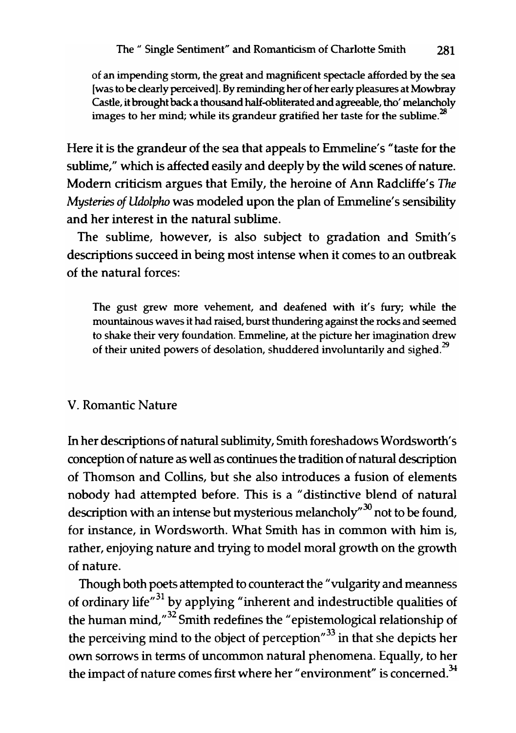> of an impending storm, the great and magnificent spectacle afforded by the sea [was to be clearly perceived]. By reminding her of her early pleasures at Mowbray Castle, it brought back a thousand half-obliterated and agreeable, tho' melancholy images to her mind; while its grandeur gratified her taste for the sublime.[28]

Here it is the grandeur of the sea that appeals to Emmeline's "taste for the sublime," which is affected easily and deeply by the wild scenes of nature. Modern criticism argues that Emily, the heroine of Ann Radcliffe's *The Mysteries of Udolpho* was modeled upon the plan of Emmeline's sensibility and her interest in the natural sublime.

The sublime, however, is also subject to gradation and Smith's descriptions succeed in being most intense when it comes to an outbreak of the natural forces:

> The gust grew more vehement, and deafened with it's fury; while the mountainous waves it had raised, burst thundering against the rocks and seemed to shake their very foundation. Emmeline, at the picture her imagination drew of their united powers of desolation, shuddered involuntarily and sighed.[29]

## V. Romantic Nature

In her descriptions of natural sublimity, Smith foreshadows Wordsworth's conception of nature as well as continues the tradition of natural description of Thomson and Collins, but she also introduces a fusion of elements nobody had attempted before. This is a "distinctive blend of natural description with an intense but mysterious melancholy"[30] not to be found, for instance, in Wordsworth. What Smith has in common with him is, rather, enjoying nature and trying to model moral growth on the growth of nature.

Though both poets attempted to counteract the "vulgarity and meanness of ordinary life"[31] by applying "inherent and indestructible qualities of the human mind,"[32] Smith redefines the "epistemological relationship of the perceiving mind to the object of perception"[33] in that she depicts her own sorrows in terms of uncommon natural phenomena. Equally, to her the impact of nature comes first where her "environment" is concerned.[34]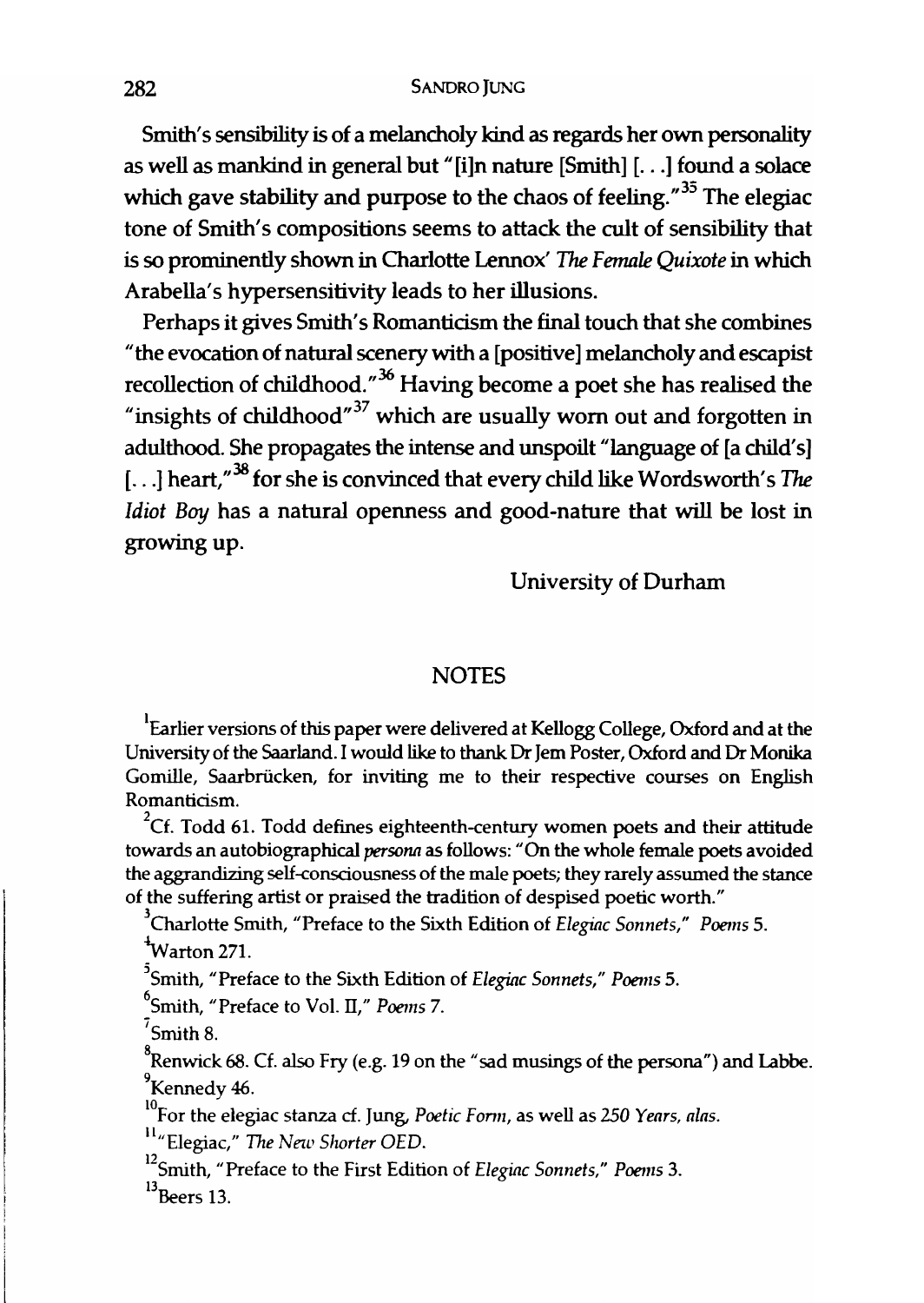Smith's sensibility is of a melancholy kind as regards her own personality as well as mankind in general but "[i]n nature [Smith] [. . .] found a solace which gave stability and purpose to the chaos of feeling."[35] The elegiac tone of Smith's compositions seems to attack the cult of sensibility that is so prominently shown in Charlotte Lennox' *The Female Quixote* in which Arabella's hypersensitivity leads to her illusions.

Perhaps it gives Smith's Romanticism the final touch that she combines "the evocation of natural scenery with a [positive] melancholy and escapist recollection of childhood."[36] Having become a poet she has realised the "insights of childhood"[37] which are usually worn out and forgotten in adulthood. She propagates the intense and unspoilt "language of [a child's] [. . .] heart,"[38] for she is convinced that every child like Wordsworth's *The Idiot Boy* has a natural openness and good-nature that will be lost in growing up.

University of Durham

## NOTES

[1]Earlier versions of this paper were delivered at Kellogg College, Oxford and at the University of the Saarland. I would like to thank Dr Jem Poster, Oxford and Dr Monika Gomille, Saarbrücken, for inviting me to their respective courses on English Romanticism.

[2]Cf. Todd 61. Todd defines eighteenth-century women poets and their attitude towards an autobiographical *persona* as follows: "On the whole female poets avoided the aggrandizing self-consciousness of the male poets; they rarely assumed the stance of the suffering artist or praised the tradition of despised poetic worth."

[3]Charlotte Smith, "Preface to the Sixth Edition of *Elegiac Sonnets*," *Poems* 5.

[4]Warton 271.

[5]Smith, "Preface to the Sixth Edition of *Elegiac Sonnets*," *Poems* 5.

[6]Smith, "Preface to Vol. II," *Poems* 7.

[7]Smith 8.

[8]Renwick 68. Cf. also Fry (e.g. 19 on the "sad musings of the persona") and Labbe.

[9]Kennedy 46.

[10]For the elegiac stanza cf. Jung, *Poetic Form*, as well as *250 Years, alas*.

[11]"Elegiac," *The New Shorter OED*.

[12]Smith, "Preface to the First Edition of *Elegiac Sonnets*," *Poems* 3.

[13]Beers 13.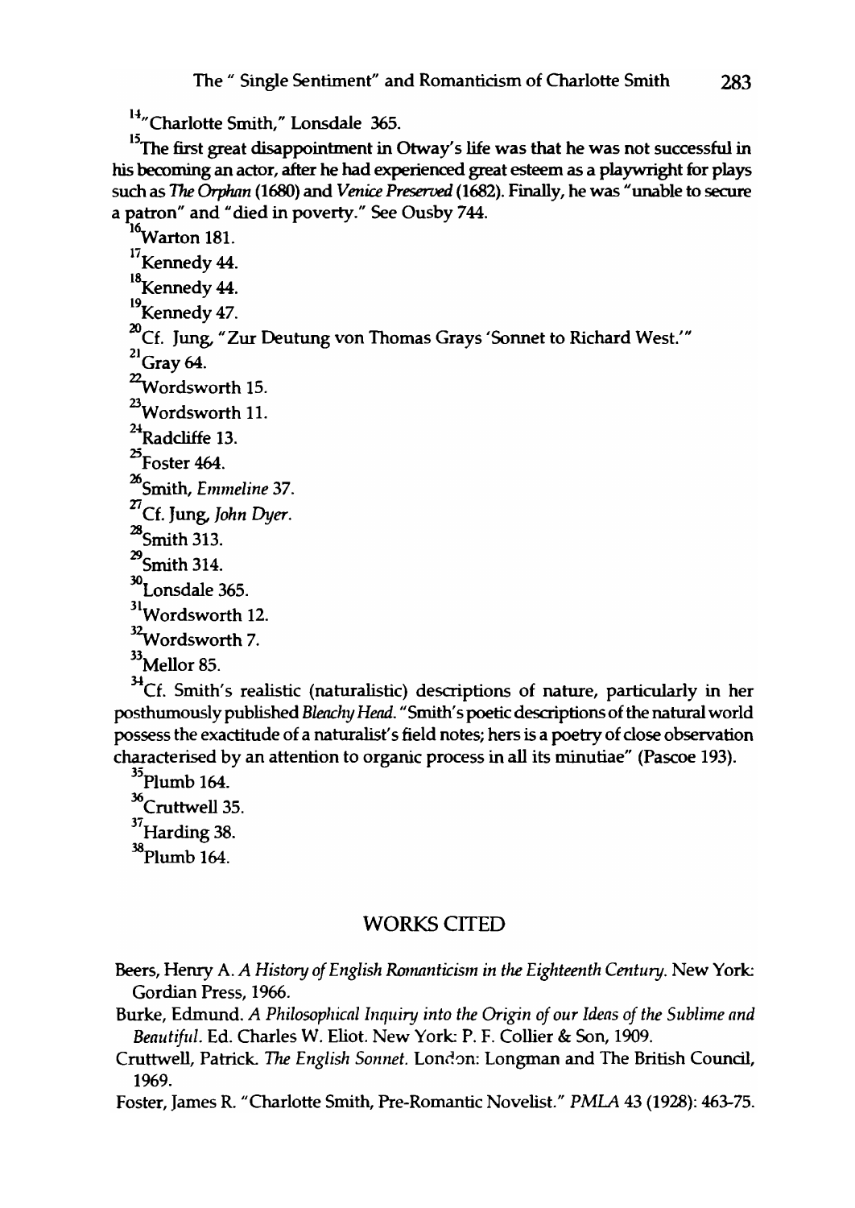[14]"Charlotte Smith," Lonsdale 365.

[15]The first great disappointment in Otway's life was that he was not successful in his becoming an actor, after he had experienced great esteem as a playwright for plays such as *The Orphan* (1680) and *Venice Preserved* (1682). Finally, he was "unable to secure a patron" and "died in poverty." See Ousby 744.

[16]Warton 181.

[17]Kennedy 44.

[18]Kennedy 44.

[19]Kennedy 47.

[20]Cf. Jung, "Zur Deutung von Thomas Grays 'Sonnet to Richard West.'"

[21]Gray 64.

[22]Wordsworth 15.

[23]Wordsworth 11.

[24]Radcliffe 13.

[25]Foster 464.

[26]Smith, *Emmeline* 37.

[27]Cf. Jung, *John Dyer*.

[28]Smith 313.

[29]Smith 314.

[30]Lonsdale 365.

[31]Wordsworth 12.

[32]Wordsworth 7.

[33]Mellor 85.

[34]Cf. Smith's realistic (naturalistic) descriptions of nature, particularly in her posthumously published *Bleachy Head*. "Smith's poetic descriptions of the natural world possess the exactitude of a naturalist's field notes; hers is a poetry of close observation characterised by an attention to organic process in all its minutiae" (Pascoe 193).

[35]Plumb 164.

[36]Cruttwell 35.

[37]Harding 38.

[38]Plumb 164.

## WORKS CITED

Beers, Henry A. *A History of English Romanticism in the Eighteenth Century*. New York: Gordian Press, 1966.

Burke, Edmund. *A Philosophical Inquiry into the Origin of our Ideas of the Sublime and Beautiful*. Ed. Charles W. Eliot. New York: P. F. Collier & Son, 1909.

Cruttwell, Patrick. *The English Sonnet*. London: Longman and The British Council, 1969.

Foster, James R. "Charlotte Smith, Pre-Romantic Novelist." *PMLA* 43 (1928): 463-75.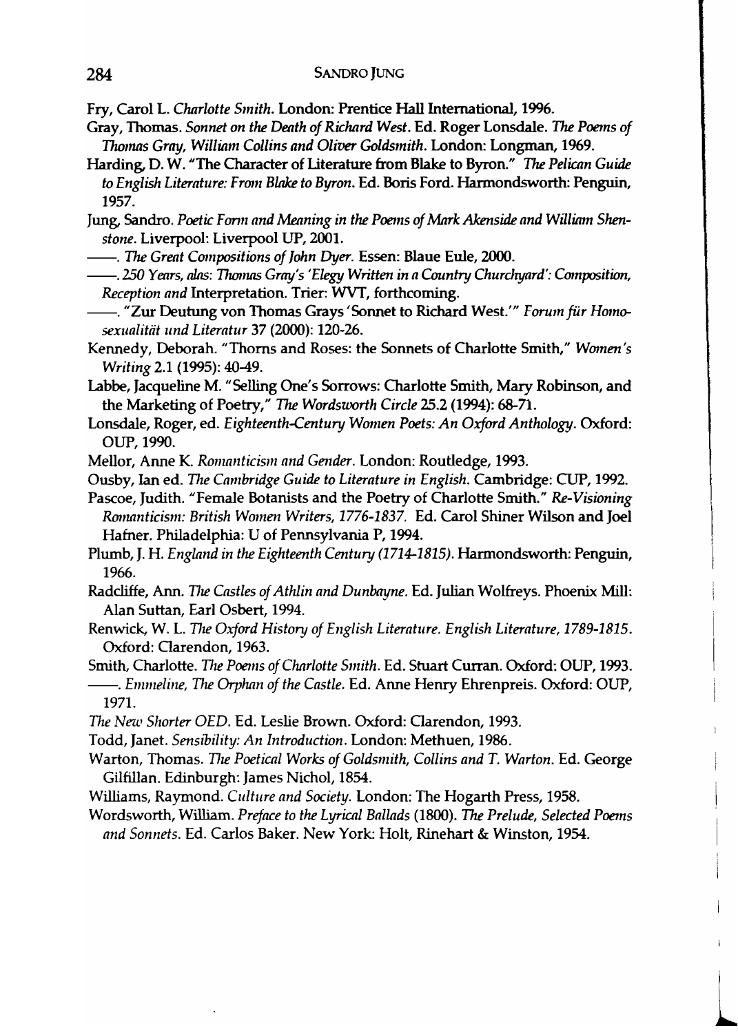Fry, Carol L. *Charlotte Smith*. London: Prentice Hall International, 1996.

Gray, Thomas. *Sonnet on the Death of Richard West*. Ed. Roger Lonsdale. *The Poems of Thomas Gray, William Collins and Oliver Goldsmith*. London: Longman, 1969.

Harding, D. W. "The Character of Literature from Blake to Byron." *The Pelican Guide to English Literature: From Blake to Byron*. Ed. Boris Ford. Harmondsworth: Penguin, 1957.

Jung, Sandro. *Poetic Form and Meaning in the Poems of Mark Akenside and William Shenstone*. Liverpool: Liverpool UP, 2001.

——. *The Great Compositions of John Dyer*. Essen: Blaue Eule, 2000.

——. *250 Years, alas: Thomas Gray's 'Elegy Written in a Country Churchyard': Composition, Reception and* Interpretation. Trier: WVT, forthcoming.

——. "Zur Deutung von Thomas Grays 'Sonnet to Richard West.'" *Forum für Homosexualität und Literatur* 37 (2000): 120-26.

Kennedy, Deborah. "Thorns and Roses: the Sonnets of Charlotte Smith," *Women's Writing* 2.1 (1995): 40-49.

Labbe, Jacqueline M. "Selling One's Sorrows: Charlotte Smith, Mary Robinson, and the Marketing of Poetry," *The Wordsworth Circle* 25.2 (1994): 68-71.

Lonsdale, Roger, ed. *Eighteenth-Century Women Poets: An Oxford Anthology*. Oxford: OUP, 1990.

Mellor, Anne K. *Romanticism and Gender*. London: Routledge, 1993.

Ousby, Ian ed. *The Cambridge Guide to Literature in English*. Cambridge: CUP, 1992.

Pascoe, Judith. "Female Botanists and the Poetry of Charlotte Smith." *Re-Visioning Romanticism: British Women Writers, 1776-1837*. Ed. Carol Shiner Wilson and Joel Hafner. Philadelphia: U of Pennsylvania P, 1994.

Plumb, J. H. *England in the Eighteenth Century (1714-1815)*. Harmondsworth: Penguin, 1966.

Radcliffe, Ann. *The Castles of Athlin and Dunbayne*. Ed. Julian Wolfreys. Phoenix Mill: Alan Suttan, Earl Osbert, 1994.

Renwick, W. L. *The Oxford History of English Literature. English Literature, 1789-1815*. Oxford: Clarendon, 1963.

Smith, Charlotte. *The Poems of Charlotte Smith*. Ed. Stuart Curran. Oxford: OUP, 1993.

——. *Emmeline, The Orphan of the Castle*. Ed. Anne Henry Ehrenpreis. Oxford: OUP, 1971.

*The New Shorter OED*. Ed. Leslie Brown. Oxford: Clarendon, 1993.

Todd, Janet. *Sensibility: An Introduction*. London: Methuen, 1986.

Warton, Thomas. *The Poetical Works of Goldsmith, Collins and T. Warton*. Ed. George Gilfillan. Edinburgh: James Nichol, 1854.

Williams, Raymond. *Culture and Society*. London: The Hogarth Press, 1958.

Wordsworth, William. *Preface to the Lyrical Ballads* (1800). *The Prelude, Selected Poems and Sonnets*. Ed. Carlos Baker. New York: Holt, Rinehart & Winston, 1954.